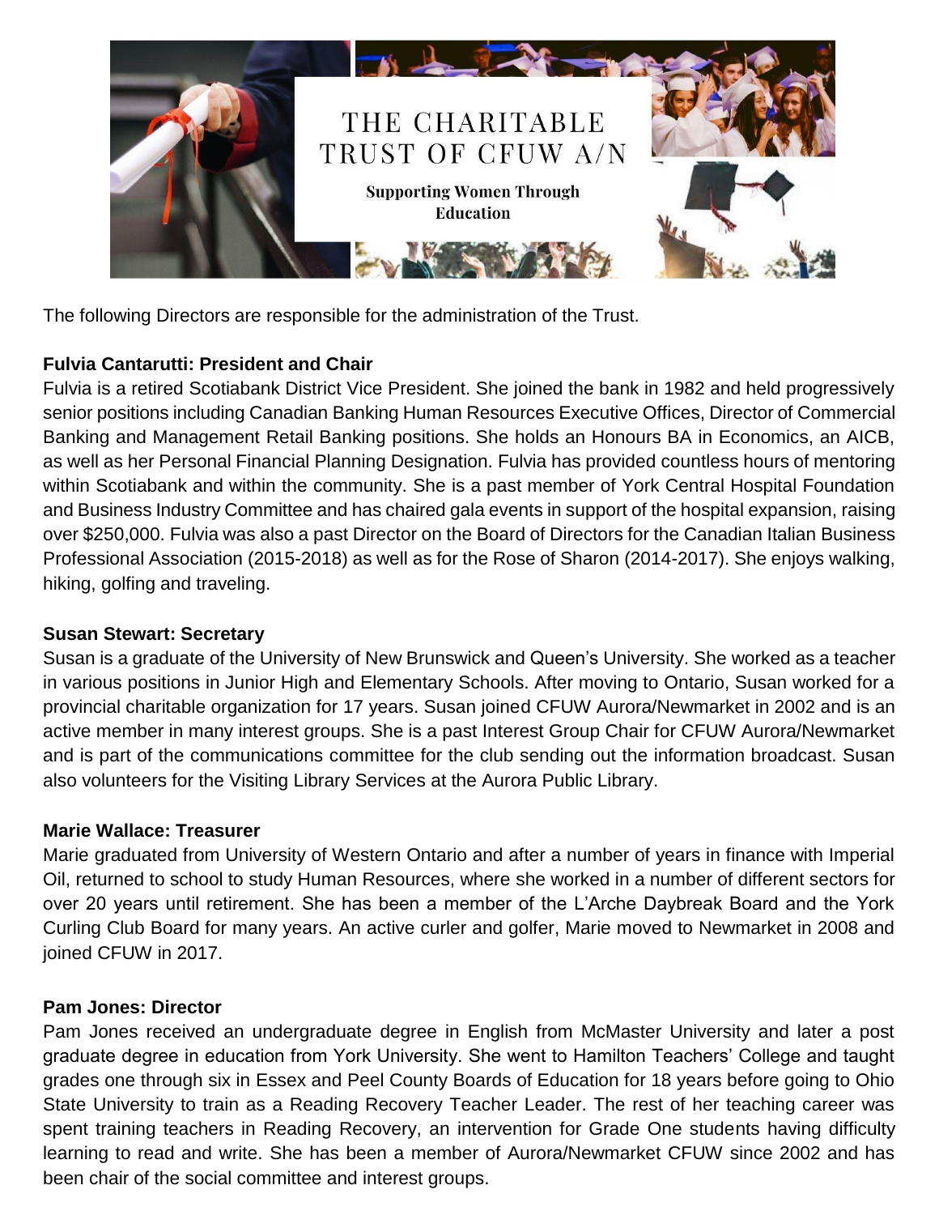# THE CHARITABLE TRUST OF CFUW A/N

**Supporting Women Through Education**

The following Directors are responsible for the administration of the Trust.

**Fulvia Cantarutti: President and Chair**

Fulvia is a retired Scotiabank District Vice President. She joined the bank in 1982 and held progressively senior positions including Canadian Banking Human Resources Executive Offices, Director of Commercial Banking and Management Retail Banking positions. She holds an Honours BA in Economics, an AICB, as well as her Personal Financial Planning Designation. Fulvia has provided countless hours of mentoring within Scotiabank and within the community. She is a past member of York Central Hospital Foundation and Business Industry Committee and has chaired gala events in support of the hospital expansion, raising over $250,000. Fulvia was also a past Director on the Board of Directors for the Canadian Italian Business Professional Association (2015-2018) as well as for the Rose of Sharon (2014-2017). She enjoys walking, hiking, golfing and traveling.

**Susan Stewart: Secretary**

Susan is a graduate of the University of New Brunswick and Queen's University. She worked as a teacher in various positions in Junior High and Elementary Schools. After moving to Ontario, Susan worked for a provincial charitable organization for 17 years. Susan joined CFUW Aurora/Newmarket in 2002 and is an active member in many interest groups. She is a past Interest Group Chair for CFUW Aurora/Newmarket and is part of the communications committee for the club sending out the information broadcast. Susan also volunteers for the Visiting Library Services at the Aurora Public Library.

**Marie Wallace: Treasurer**

Marie graduated from University of Western Ontario and after a number of years in finance with Imperial Oil, returned to school to study Human Resources, where she worked in a number of different sectors for over 20 years until retirement. She has been a member of the L'Arche Daybreak Board and the York Curling Club Board for many years. An active curler and golfer, Marie moved to Newmarket in 2008 and joined CFUW in 2017.

**Pam Jones: Director**

Pam Jones received an undergraduate degree in English from McMaster University and later a post graduate degree in education from York University. She went to Hamilton Teachers' College and taught grades one through six in Essex and Peel County Boards of Education for 18 years before going to Ohio State University to train as a Reading Recovery Teacher Leader. The rest of her teaching career was spent training teachers in Reading Recovery, an intervention for Grade One students having difficulty learning to read and write. She has been a member of Aurora/Newmarket CFUW since 2002 and has been chair of the social committee and interest groups.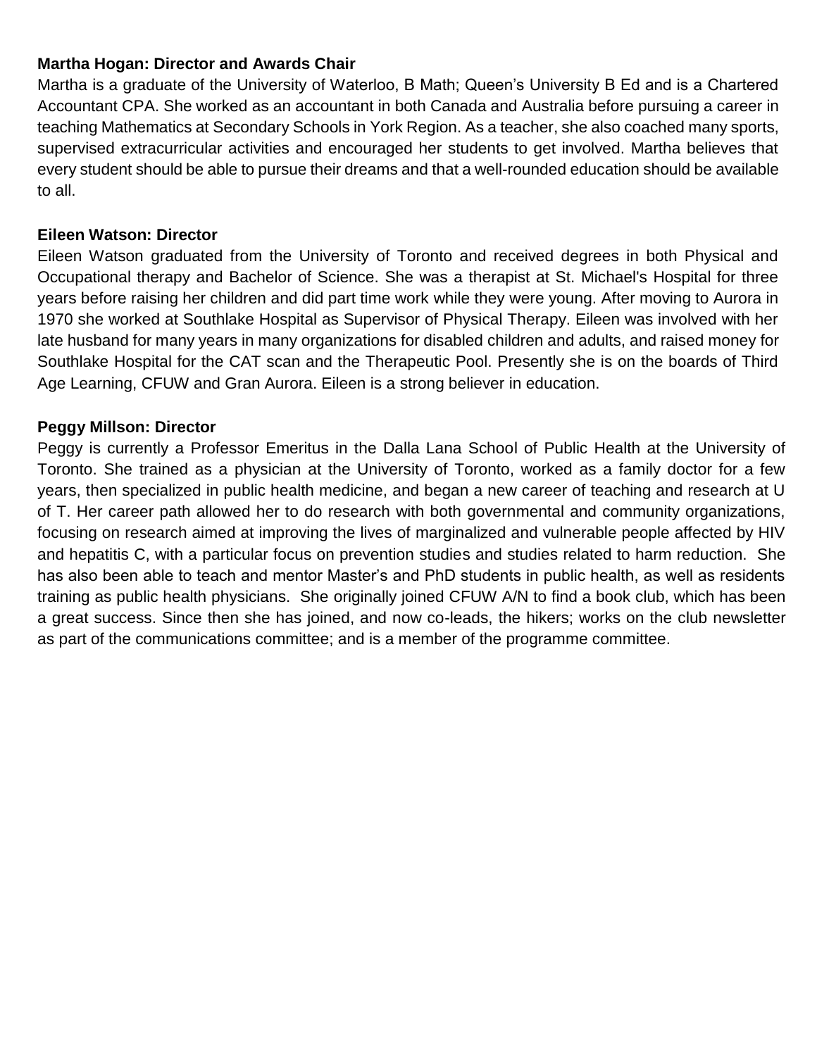**Martha Hogan: Director and Awards Chair**

Martha is a graduate of the University of Waterloo, B Math; Queen's University B Ed and is a Chartered Accountant CPA. She worked as an accountant in both Canada and Australia before pursuing a career in teaching Mathematics at Secondary Schools in York Region. As a teacher, she also coached many sports, supervised extracurricular activities and encouraged her students to get involved. Martha believes that every student should be able to pursue their dreams and that a well-rounded education should be available to all.

**Eileen Watson: Director**

Eileen Watson graduated from the University of Toronto and received degrees in both Physical and Occupational therapy and Bachelor of Science. She was a therapist at St. Michael's Hospital for three years before raising her children and did part time work while they were young. After moving to Aurora in 1970 she worked at Southlake Hospital as Supervisor of Physical Therapy. Eileen was involved with her late husband for many years in many organizations for disabled children and adults, and raised money for Southlake Hospital for the CAT scan and the Therapeutic Pool. Presently she is on the boards of Third Age Learning, CFUW and Gran Aurora. Eileen is a strong believer in education.

**Peggy Millson: Director**

Peggy is currently a Professor Emeritus in the Dalla Lana School of Public Health at the University of Toronto. She trained as a physician at the University of Toronto, worked as a family doctor for a few years, then specialized in public health medicine, and began a new career of teaching and research at U of T. Her career path allowed her to do research with both governmental and community organizations, focusing on research aimed at improving the lives of marginalized and vulnerable people affected by HIV and hepatitis C, with a particular focus on prevention studies and studies related to harm reduction. She has also been able to teach and mentor Master's and PhD students in public health, as well as residents training as public health physicians. She originally joined CFUW A/N to find a book club, which has been a great success. Since then she has joined, and now co-leads, the hikers; works on the club newsletter as part of the communications committee; and is a member of the programme committee.